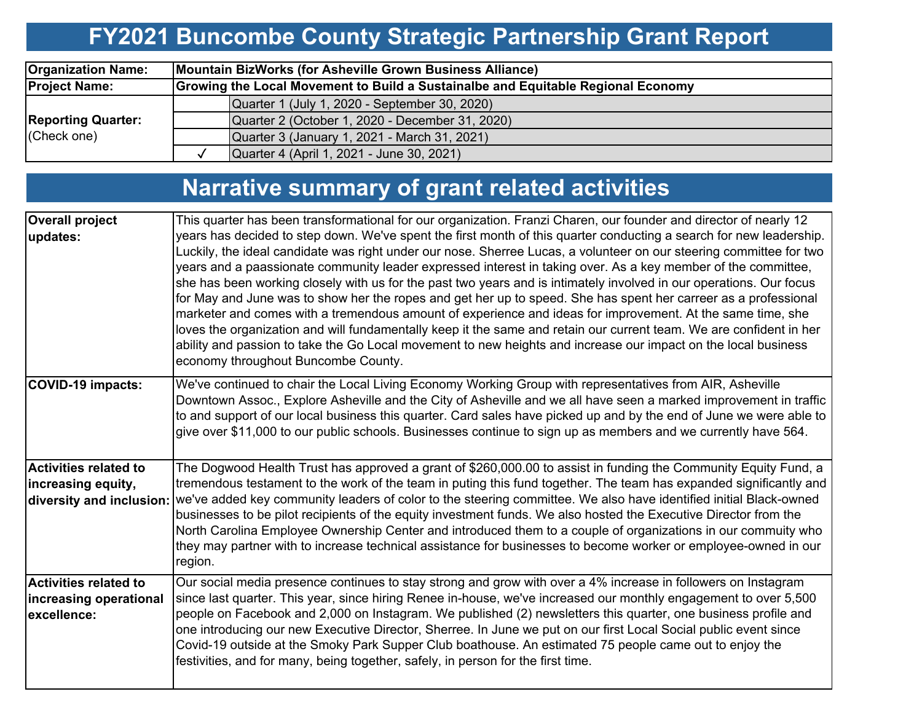# FY2021 Buncombe County Strategic Partnership Grant Report

| | | |
|---|---|---|
| **Organization Name:** | **Mountain BizWorks (for Asheville Grown Business Alliance)** | |
| **Project Name:** | **Growing the Local Movement to Build a Sustainalbe and Equitable Regional Economy** | |
| **Reporting Quarter:** (Check one) | | Quarter 1 (July 1, 2020 - September 30, 2020) |
| | | Quarter 2 (October 1, 2020 - December 31, 2020) |
| | | Quarter 3 (January 1, 2021 - March 31, 2021) |
| | ✓ | Quarter 4 (April 1, 2021 - June 30, 2021) |

# Narrative summary of grant related activities

| | |
|---|---|
| **Overall project updates:** | This quarter has been transformational for our organization. Franzi Charen, our founder and director of nearly 12 years has decided to step down. We've spent the first month of this quarter conducting a search for new leadership. Luckily, the ideal candidate was right under our nose. Sherree Lucas, a volunteer on our steering committee for two years and a paassionate community leader expressed interest in taking over. As a key member of the committee, she has been working closely with us for the past two years and is intimately involved in our operations. Our focus for May and June was to show her the ropes and get her up to speed. She has spent her carreer as a professional marketer and comes with a tremendous amount of experience and ideas for improvement. At the same time, she loves the organization and will fundamentally keep it the same and retain our current team. We are confident in her ability and passion to take the Go Local movement to new heights and increase our impact on the local business economy throughout Buncombe County. |
| **COVID-19 impacts:** | We've continued to chair the Local Living Economy Working Group with representatives from AIR, Asheville Downtown Assoc., Explore Asheville and the City of Asheville and we all have seen a marked improvement in traffic to and support of our local business this quarter. Card sales have picked up and by the end of June we were able to give over $11,000 to our public schools. Businesses continue to sign up as members and we currently have 564. |
| **Activities related to increasing equity, diversity and inclusion:** | The Dogwood Health Trust has approved a grant of $260,000.00 to assist in funding the Community Equity Fund, a tremendous testament to the work of the team in puting this fund together. The team has expanded significantly and we've added key community leaders of color to the steering committee. We also have identified initial Black-owned businesses to be pilot recipients of the equity investment funds. We also hosted the Executive Director from the North Carolina Employee Ownership Center and introduced them to a couple of organizations in our commuity who they may partner with to increase technical assistance for businesses to become worker or employee-owned in our region. |
| **Activities related to increasing operational excellence:** | Our social media presence continues to stay strong and grow with over a 4% increase in followers on Instagram since last quarter. This year, since hiring Renee in-house, we've increased our monthly engagement to over 5,500 people on Facebook and 2,000 on Instagram. We published (2) newsletters this quarter, one business profile and one introducing our new Executive Director, Sherree. In June we put on our first Local Social public event since Covid-19 outside at the Smoky Park Supper Club boathouse. An estimated 75 people came out to enjoy the festivities, and for many, being together, safely, in person for the first time. |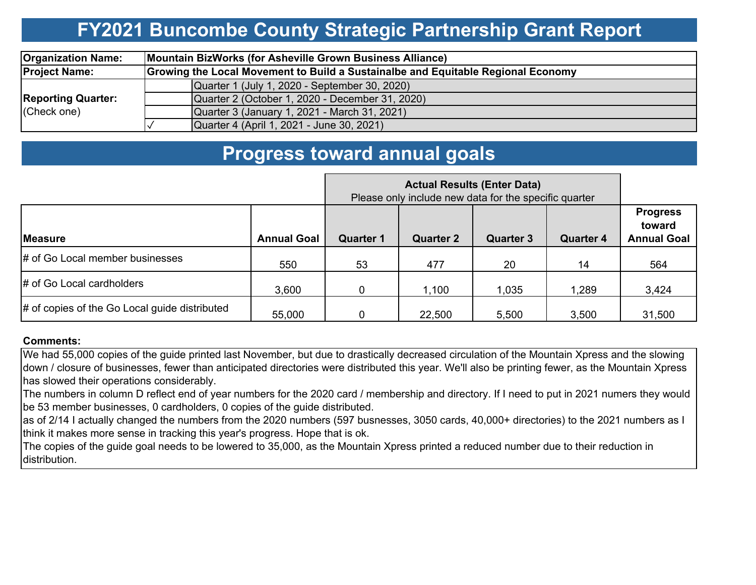# FY2021 Buncombe County Strategic Partnership Grant Report

| | |
|---|---|
| **Organization Name:** | **Mountain BizWorks (for Asheville Grown Business Alliance)** |
| **Project Name:** | **Growing the Local Movement to Build a Sustainalbe and Equitable Regional Economy** |

**Reporting Quarter:** (Check one)

| | |
|---|---|
| | Quarter 1 (July 1, 2020 - September 30, 2020) |
| | Quarter 2 (October 1, 2020 - December 31, 2020) |
| | Quarter 3 (January 1, 2021 - March 31, 2021) |
| ✓ | Quarter 4 (April 1, 2021 - June 30, 2021) |

## Progress toward annual goals

| | | Actual Results (Enter Data) Please only include new data for the specific quarter | | | | |
|---|---|---|---|---|---|---|
| **Measure** | **Annual Goal** | **Quarter 1** | **Quarter 2** | **Quarter 3** | **Quarter 4** | **Progress toward Annual Goal** |
| # of Go Local member businesses | 550 | 53 | 477 | 20 | 14 | 564 |
| # of Go Local cardholders | 3,600 | 0 | 1,100 | 1,035 | 1,289 | 3,424 |
| # of copies of the Go Local guide distributed | 55,000 | 0 | 22,500 | 5,500 | 3,500 | 31,500 |

**Comments:**

We had 55,000 copies of the guide printed last November, but due to drastically decreased circulation of the Mountain Xpress and the slowing down / closure of businesses, fewer than anticipated directories were distributed this year. We'll also be printing fewer, as the Mountain Xpress has slowed their operations considerably.
The numbers in column D reflect end of year numbers for the 2020 card / membership and directory. If I need to put in 2021 numers they would be 53 member businesses, 0 cardholders, 0 copies of the guide distributed.
as of 2/14 I actually changed the numbers from the 2020 numbers (597 busnesses, 3050 cards, 40,000+ directories) to the 2021 numbers as I think it makes more sense in tracking this year's progress. Hope that is ok.
The copies of the guide goal needs to be lowered to 35,000, as the Mountain Xpress printed a reduced number due to their reduction in distribution.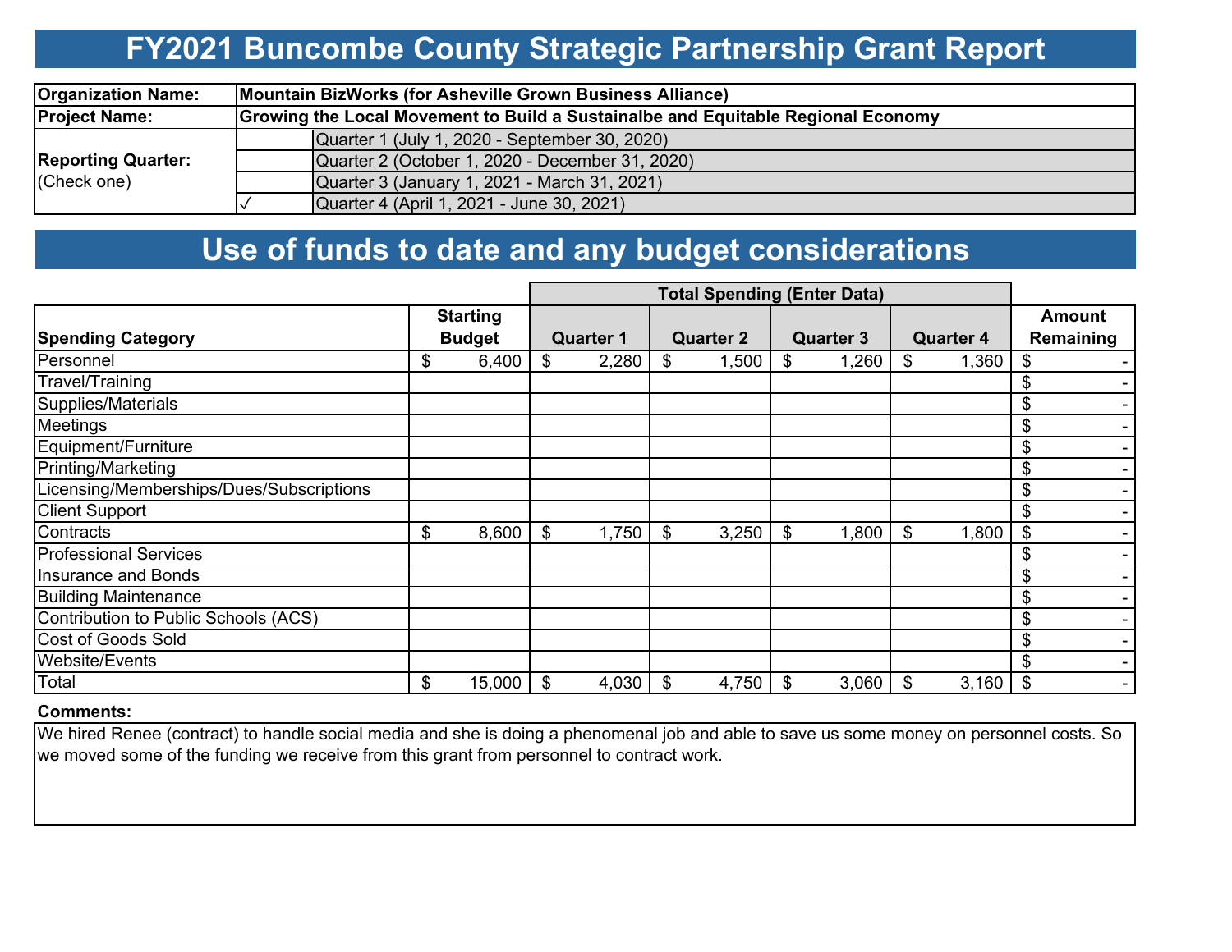# FY2021 Buncombe County Strategic Partnership Grant Report

| | | |
|---|---|---|
| **Organization Name:** | **Mountain BizWorks (for Asheville Grown Business Alliance)** | |
| **Project Name:** | **Growing the Local Movement to Build a Sustainalbe and Equitable Regional Economy** | |
| **Reporting Quarter:** (Check one) | | Quarter 1 (July 1, 2020 - September 30, 2020) |
| | | Quarter 2 (October 1, 2020 - December 31, 2020) |
| | | Quarter 3 (January 1, 2021 - March 31, 2021) |
| | ✓ | Quarter 4 (April 1, 2021 - June 30, 2021) |

# Use of funds to date and any budget considerations

| | | Total Spending (Enter Data) | | | | |
|---|---|---|---|---|---|---|
| **Spending Category** | **Starting Budget** | **Quarter 1** | **Quarter 2** | **Quarter 3** | **Quarter 4** | **Amount Remaining** |
| Personnel | $ 6,400 | $ 2,280 | $ 1,500 | $ 1,260 | $ 1,360 | $ - |
| Travel/Training | | | | | | $ - |
| Supplies/Materials | | | | | | $ - |
| Meetings | | | | | | $ - |
| Equipment/Furniture | | | | | | $ - |
| Printing/Marketing | | | | | | $ - |
| Licensing/Memberships/Dues/Subscriptions | | | | | | $ - |
| Client Support | | | | | | $ - |
| Contracts | $ 8,600 | $ 1,750 | $ 3,250 | $ 1,800 | $ 1,800 | $ - |
| Professional Services | | | | | | $ - |
| Insurance and Bonds | | | | | | $ - |
| Building Maintenance | | | | | | $ - |
| Contribution to Public Schools (ACS) | | | | | | $ - |
| Cost of Goods Sold | | | | | | $ - |
| Website/Events | | | | | | $ - |
| Total | $ 15,000 | $ 4,030 | $ 4,750 | $ 3,060 | $ 3,160 | $ - |

**Comments:**

We hired Renee (contract) to handle social media and she is doing a phenomenal job and able to save us some money on personnel costs. So we moved some of the funding we receive from this grant from personnel to contract work.